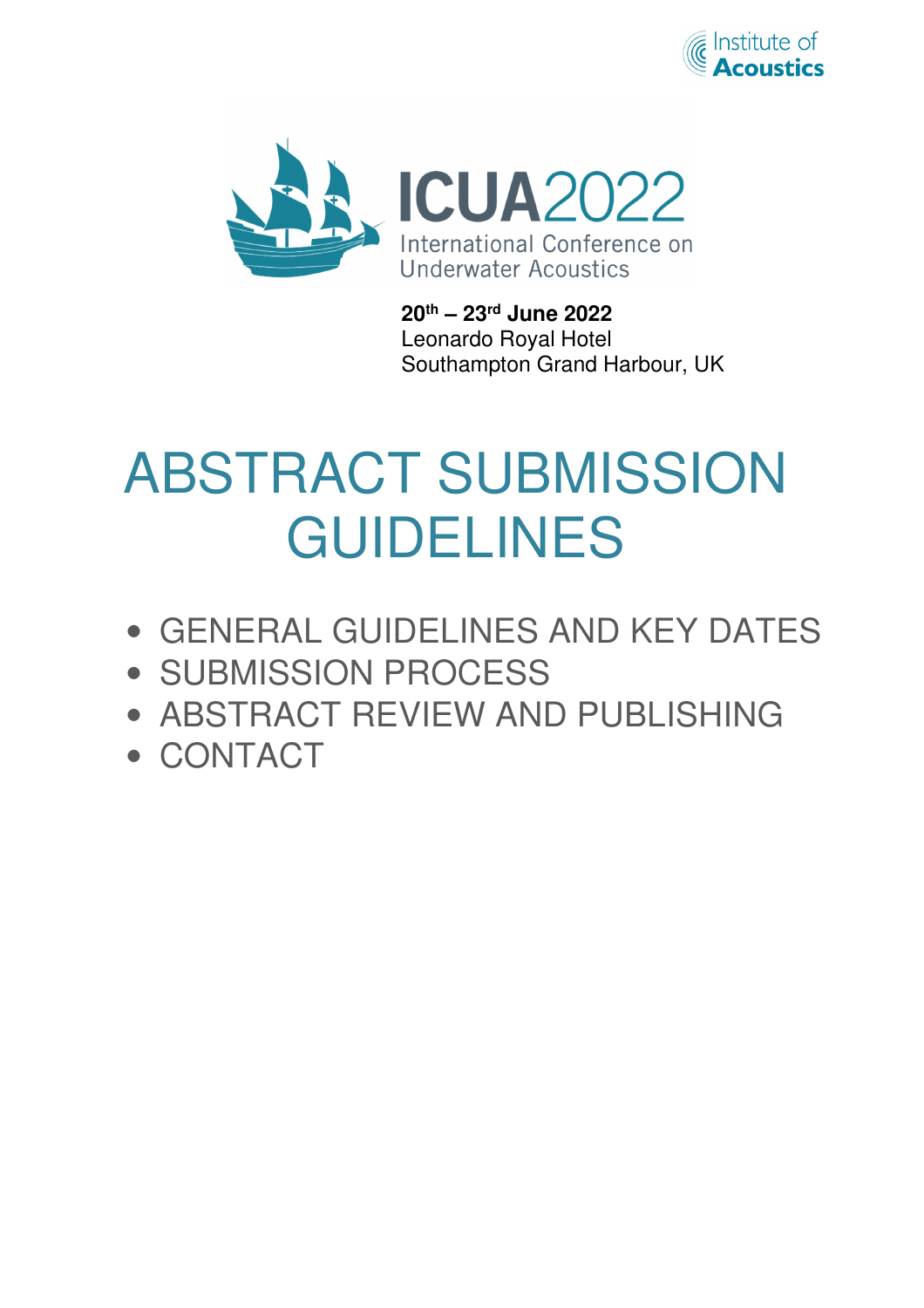Institute of Acoustics

ICUA2022

International Conference on Underwater Acoustics

**20th – 23rd June 2022**
Leonardo Royal Hotel
Southampton Grand Harbour, UK

# ABSTRACT SUBMISSION GUIDELINES

- GENERAL GUIDELINES AND KEY DATES
- SUBMISSION PROCESS
- ABSTRACT REVIEW AND PUBLISHING
- CONTACT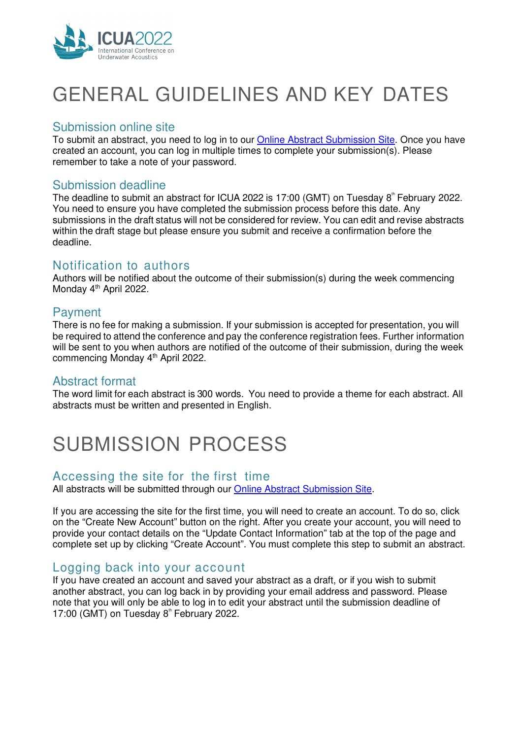# GENERAL GUIDELINES AND KEY DATES

## Submission online site

To submit an abstract, you need to log in to our Online Abstract Submission Site. Once you have created an account, you can log in multiple times to complete your submission(s). Please remember to take a note of your password.

## Submission deadline

The deadline to submit an abstract for ICUA 2022 is 17:00 (GMT) on Tuesday 8th February 2022. You need to ensure you have completed the submission process before this date. Any submissions in the draft status will not be considered for review. You can edit and revise abstracts within the draft stage but please ensure you submit and receive a confirmation before the deadline.

## Notification to authors

Authors will be notified about the outcome of their submission(s) during the week commencing Monday 4th April 2022.

## Payment

There is no fee for making a submission. If your submission is accepted for presentation, you will be required to attend the conference and pay the conference registration fees. Further information will be sent to you when authors are notified of the outcome of their submission, during the week commencing Monday 4th April 2022.

## Abstract format

The word limit for each abstract is 300 words. You need to provide a theme for each abstract. All abstracts must be written and presented in English.

# SUBMISSION PROCESS

## Accessing the site for the first time

All abstracts will be submitted through our Online Abstract Submission Site.

If you are accessing the site for the first time, you will need to create an account. To do so, click on the "Create New Account" button on the right. After you create your account, you will need to provide your contact details on the "Update Contact Information" tab at the top of the page and complete set up by clicking "Create Account". You must complete this step to submit an abstract.

## Logging back into your account

If you have created an account and saved your abstract as a draft, or if you wish to submit another abstract, you can log back in by providing your email address and password. Please note that you will only be able to log in to edit your abstract until the submission deadline of 17:00 (GMT) on Tuesday 8th February 2022.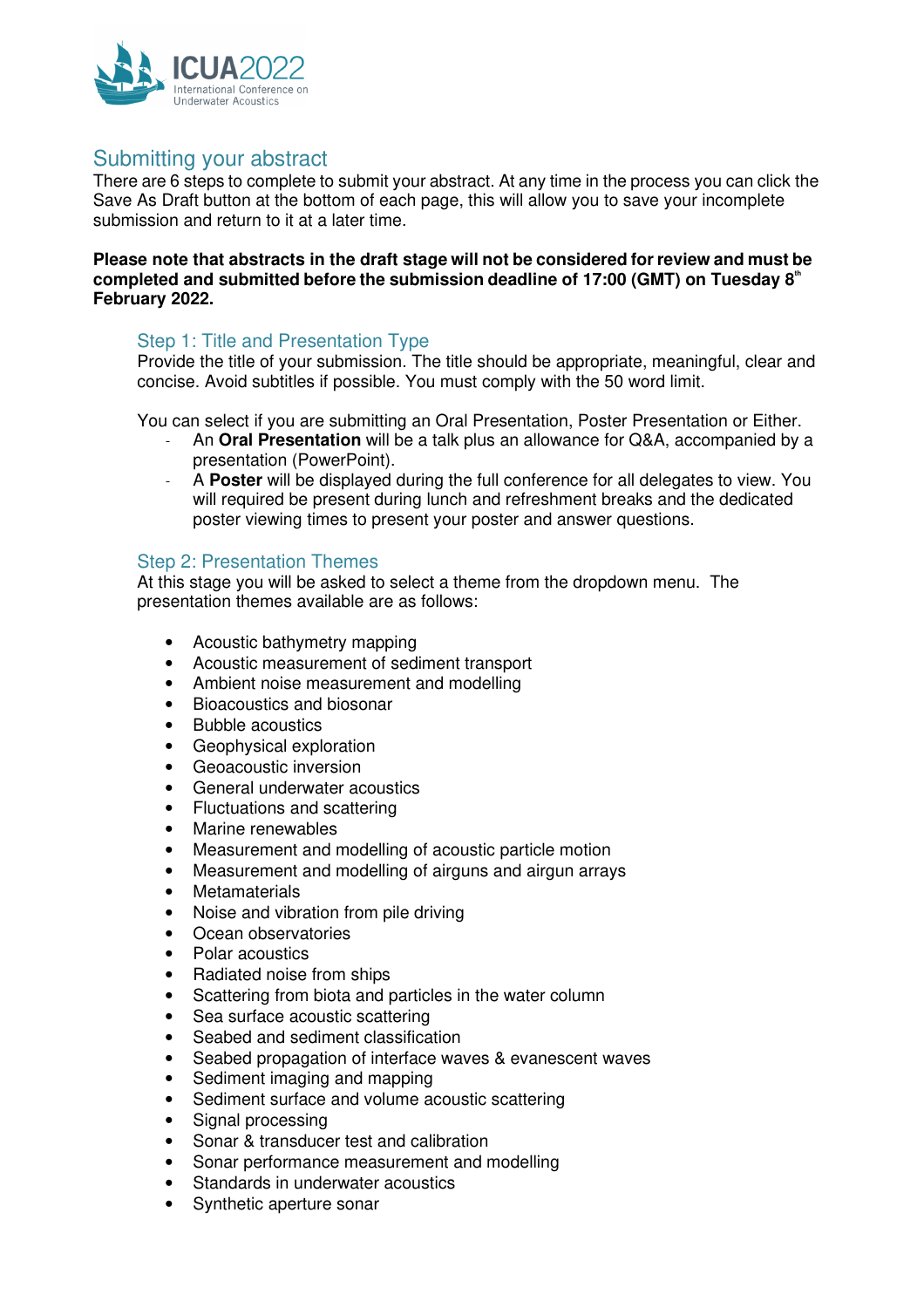## Submitting your abstract

There are 6 steps to complete to submit your abstract. At any time in the process you can click the Save As Draft button at the bottom of each page, this will allow you to save your incomplete submission and return to it at a later time.

**Please note that abstracts in the draft stage will not be considered for review and must be completed and submitted before the submission deadline of 17:00 (GMT) on Tuesday 8th February 2022.**

### Step 1: Title and Presentation Type

Provide the title of your submission. The title should be appropriate, meaningful, clear and concise. Avoid subtitles if possible. You must comply with the 50 word limit.

You can select if you are submitting an Oral Presentation, Poster Presentation or Either.

- An **Oral Presentation** will be a talk plus an allowance for Q&A, accompanied by a presentation (PowerPoint).
- A **Poster** will be displayed during the full conference for all delegates to view. You will required be present during lunch and refreshment breaks and the dedicated poster viewing times to present your poster and answer questions.

### Step 2: Presentation Themes

At this stage you will be asked to select a theme from the dropdown menu. The presentation themes available are as follows:

- Acoustic bathymetry mapping
- Acoustic measurement of sediment transport
- Ambient noise measurement and modelling
- Bioacoustics and biosonar
- Bubble acoustics
- Geophysical exploration
- Geoacoustic inversion
- General underwater acoustics
- Fluctuations and scattering
- Marine renewables
- Measurement and modelling of acoustic particle motion
- Measurement and modelling of airguns and airgun arrays
- Metamaterials
- Noise and vibration from pile driving
- Ocean observatories
- Polar acoustics
- Radiated noise from ships
- Scattering from biota and particles in the water column
- Sea surface acoustic scattering
- Seabed and sediment classification
- Seabed propagation of interface waves & evanescent waves
- Sediment imaging and mapping
- Sediment surface and volume acoustic scattering
- Signal processing
- Sonar & transducer test and calibration
- Sonar performance measurement and modelling
- Standards in underwater acoustics
- Synthetic aperture sonar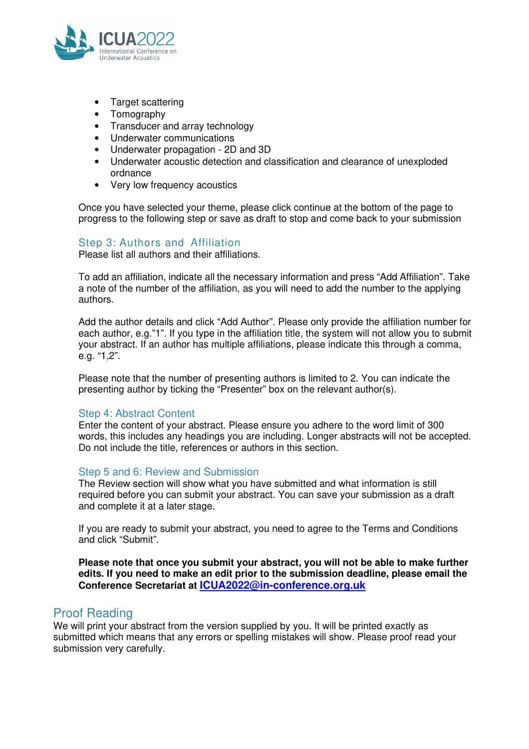- Target scattering
- Tomography
- Transducer and array technology
- Underwater communications
- Underwater propagation - 2D and 3D
- Underwater acoustic detection and classification and clearance of unexploded ordnance
- Very low frequency acoustics

Once you have selected your theme, please click continue at the bottom of the page to progress to the following step or save as draft to stop and come back to your submission

### Step 3: Authors and Affiliation

Please list all authors and their affiliations.

To add an affiliation, indicate all the necessary information and press "Add Affiliation". Take a note of the number of the affiliation, as you will need to add the number to the applying authors.

Add the author details and click "Add Author". Please only provide the affiliation number for each author, e.g."1". If you type in the affiliation title, the system will not allow you to submit your abstract. If an author has multiple affiliations, please indicate this through a comma, e.g. "1,2".

Please note that the number of presenting authors is limited to 2. You can indicate the presenting author by ticking the "Presenter" box on the relevant author(s).

### Step 4: Abstract Content

Enter the content of your abstract. Please ensure you adhere to the word limit of 300 words, this includes any headings you are including. Longer abstracts will not be accepted. Do not include the title, references or authors in this section.

### Step 5 and 6: Review and Submission

The Review section will show what you have submitted and what information is still required before you can submit your abstract. You can save your submission as a draft and complete it at a later stage.

If you are ready to submit your abstract, you need to agree to the Terms and Conditions and click "Submit".

**Please note that once you submit your abstract, you will not be able to make further edits. If you need to make an edit prior to the submission deadline, please email the Conference Secretariat at ICUA2022@in-conference.org.uk**

## Proof Reading

We will print your abstract from the version supplied by you. It will be printed exactly as submitted which means that any errors or spelling mistakes will show. Please proof read your submission very carefully.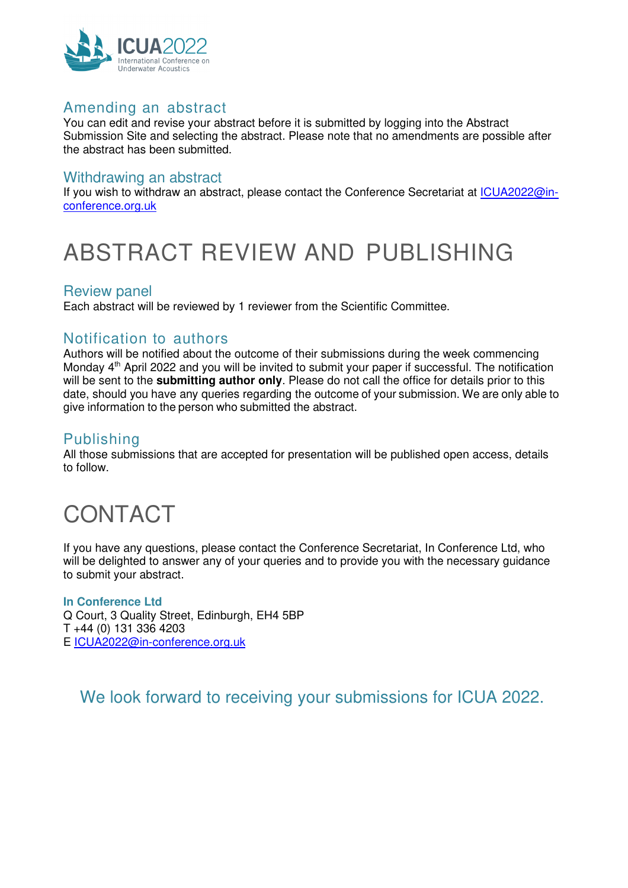### Amending an abstract

You can edit and revise your abstract before it is submitted by logging into the Abstract Submission Site and selecting the abstract. Please note that no amendments are possible after the abstract has been submitted.

### Withdrawing an abstract

If you wish to withdraw an abstract, please contact the Conference Secretariat at ICUA2022@in-conference.org.uk

## ABSTRACT REVIEW AND PUBLISHING

### Review panel

Each abstract will be reviewed by 1 reviewer from the Scientific Committee.

### Notification to authors

Authors will be notified about the outcome of their submissions during the week commencing Monday 4th April 2022 and you will be invited to submit your paper if successful. The notification will be sent to the **submitting author only**. Please do not call the office for details prior to this date, should you have any queries regarding the outcome of your submission. We are only able to give information to the person who submitted the abstract.

### Publishing

All those submissions that are accepted for presentation will be published open access, details to follow.

## CONTACT

If you have any questions, please contact the Conference Secretariat, In Conference Ltd, who will be delighted to answer any of your queries and to provide you with the necessary guidance to submit your abstract.

**In Conference Ltd**
Q Court, 3 Quality Street, Edinburgh, EH4 5BP
T +44 (0) 131 336 4203
E ICUA2022@in-conference.org.uk

We look forward to receiving your submissions for ICUA 2022.